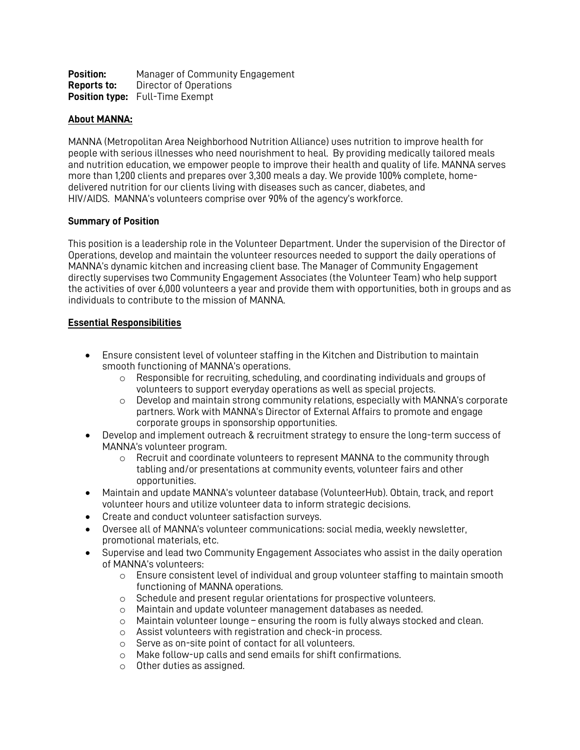**Position:** Manager of Community Engagement
**Reports to:** Director of Operations
**Position type:** Full-Time Exempt

**About MANNA:**

MANNA (Metropolitan Area Neighborhood Nutrition Alliance) uses nutrition to improve health for people with serious illnesses who need nourishment to heal. By providing medically tailored meals and nutrition education, we empower people to improve their health and quality of life. MANNA serves more than 1,200 clients and prepares over 3,300 meals a day. We provide 100% complete, home-delivered nutrition for our clients living with diseases such as cancer, diabetes, and HIV/AIDS. MANNA's volunteers comprise over 90% of the agency's workforce.

**Summary of Position**

This position is a leadership role in the Volunteer Department. Under the supervision of the Director of Operations, develop and maintain the volunteer resources needed to support the daily operations of MANNA's dynamic kitchen and increasing client base. The Manager of Community Engagement directly supervises two Community Engagement Associates (the Volunteer Team) who help support the activities of over 6,000 volunteers a year and provide them with opportunities, both in groups and as individuals to contribute to the mission of MANNA.

**Essential Responsibilities**

- Ensure consistent level of volunteer staffing in the Kitchen and Distribution to maintain smooth functioning of MANNA's operations.
  - Responsible for recruiting, scheduling, and coordinating individuals and groups of volunteers to support everyday operations as well as special projects.
  - Develop and maintain strong community relations, especially with MANNA's corporate partners. Work with MANNA's Director of External Affairs to promote and engage corporate groups in sponsorship opportunities.
- Develop and implement outreach & recruitment strategy to ensure the long-term success of MANNA's volunteer program.
  - Recruit and coordinate volunteers to represent MANNA to the community through tabling and/or presentations at community events, volunteer fairs and other opportunities.
- Maintain and update MANNA's volunteer database (VolunteerHub). Obtain, track, and report volunteer hours and utilize volunteer data to inform strategic decisions.
- Create and conduct volunteer satisfaction surveys.
- Oversee all of MANNA's volunteer communications: social media, weekly newsletter, promotional materials, etc.
- Supervise and lead two Community Engagement Associates who assist in the daily operation of MANNA's volunteers:
  - Ensure consistent level of individual and group volunteer staffing to maintain smooth functioning of MANNA operations.
  - Schedule and present regular orientations for prospective volunteers.
  - Maintain and update volunteer management databases as needed.
  - Maintain volunteer lounge – ensuring the room is fully always stocked and clean.
  - Assist volunteers with registration and check-in process.
  - Serve as on-site point of contact for all volunteers.
  - Make follow-up calls and send emails for shift confirmations.
  - Other duties as assigned.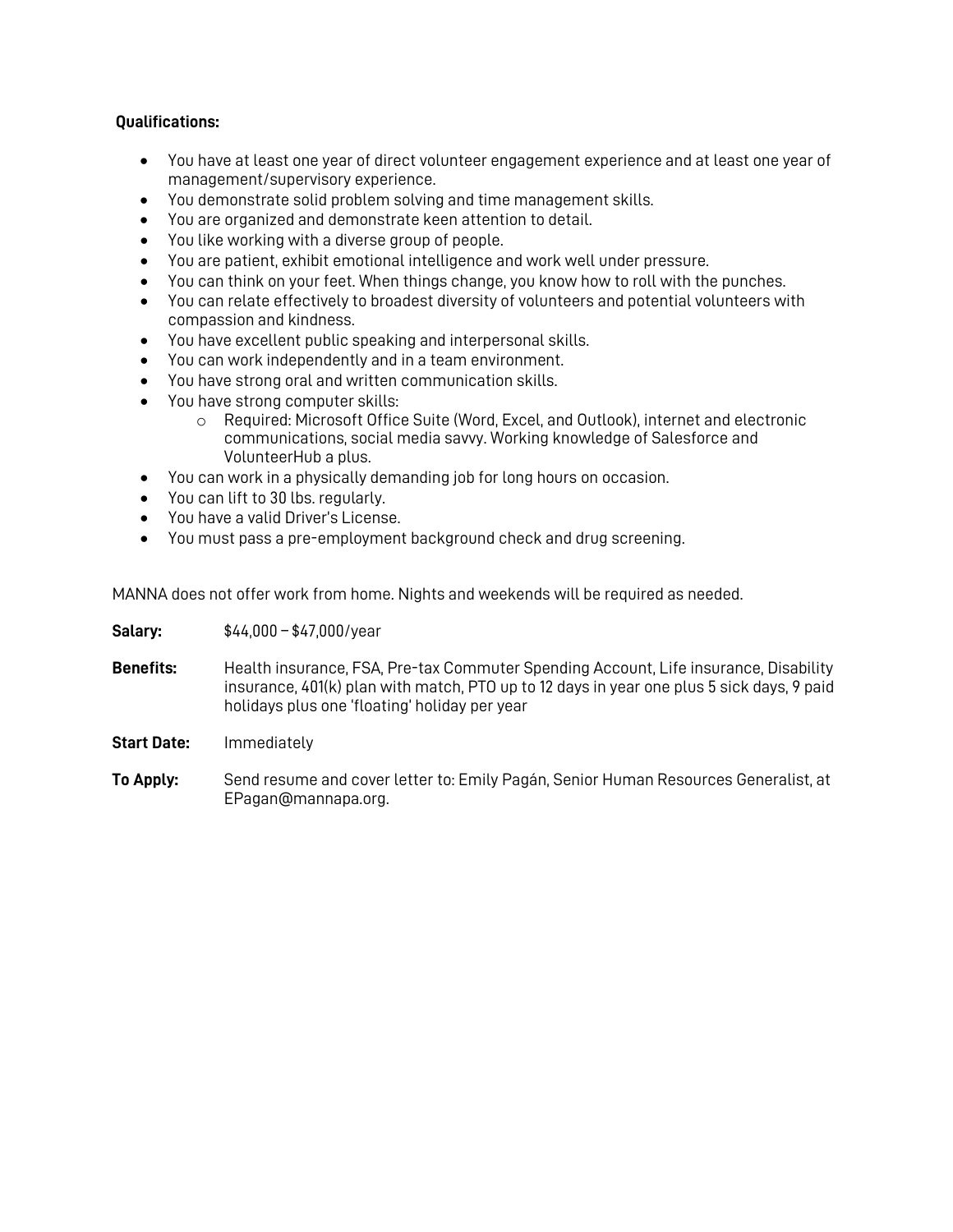**Qualifications:**

- You have at least one year of direct volunteer engagement experience and at least one year of management/supervisory experience.
- You demonstrate solid problem solving and time management skills.
- You are organized and demonstrate keen attention to detail.
- You like working with a diverse group of people.
- You are patient, exhibit emotional intelligence and work well under pressure.
- You can think on your feet. When things change, you know how to roll with the punches.
- You can relate effectively to broadest diversity of volunteers and potential volunteers with compassion and kindness.
- You have excellent public speaking and interpersonal skills.
- You can work independently and in a team environment.
- You have strong oral and written communication skills.
- You have strong computer skills:
  - Required: Microsoft Office Suite (Word, Excel, and Outlook), internet and electronic communications, social media savvy. Working knowledge of Salesforce and VolunteerHub a plus.
- You can work in a physically demanding job for long hours on occasion.
- You can lift to 30 lbs. regularly.
- You have a valid Driver's License.
- You must pass a pre-employment background check and drug screening.

MANNA does not offer work from home. Nights and weekends will be required as needed.

**Salary:** $44,000 – $47,000/year

**Benefits:** Health insurance, FSA, Pre-tax Commuter Spending Account, Life insurance, Disability insurance, 401(k) plan with match, PTO up to 12 days in year one plus 5 sick days, 9 paid holidays plus one 'floating' holiday per year

**Start Date:** Immediately

**To Apply:** Send resume and cover letter to: Emily Pagán, Senior Human Resources Generalist, at EPagan@mannapa.org.